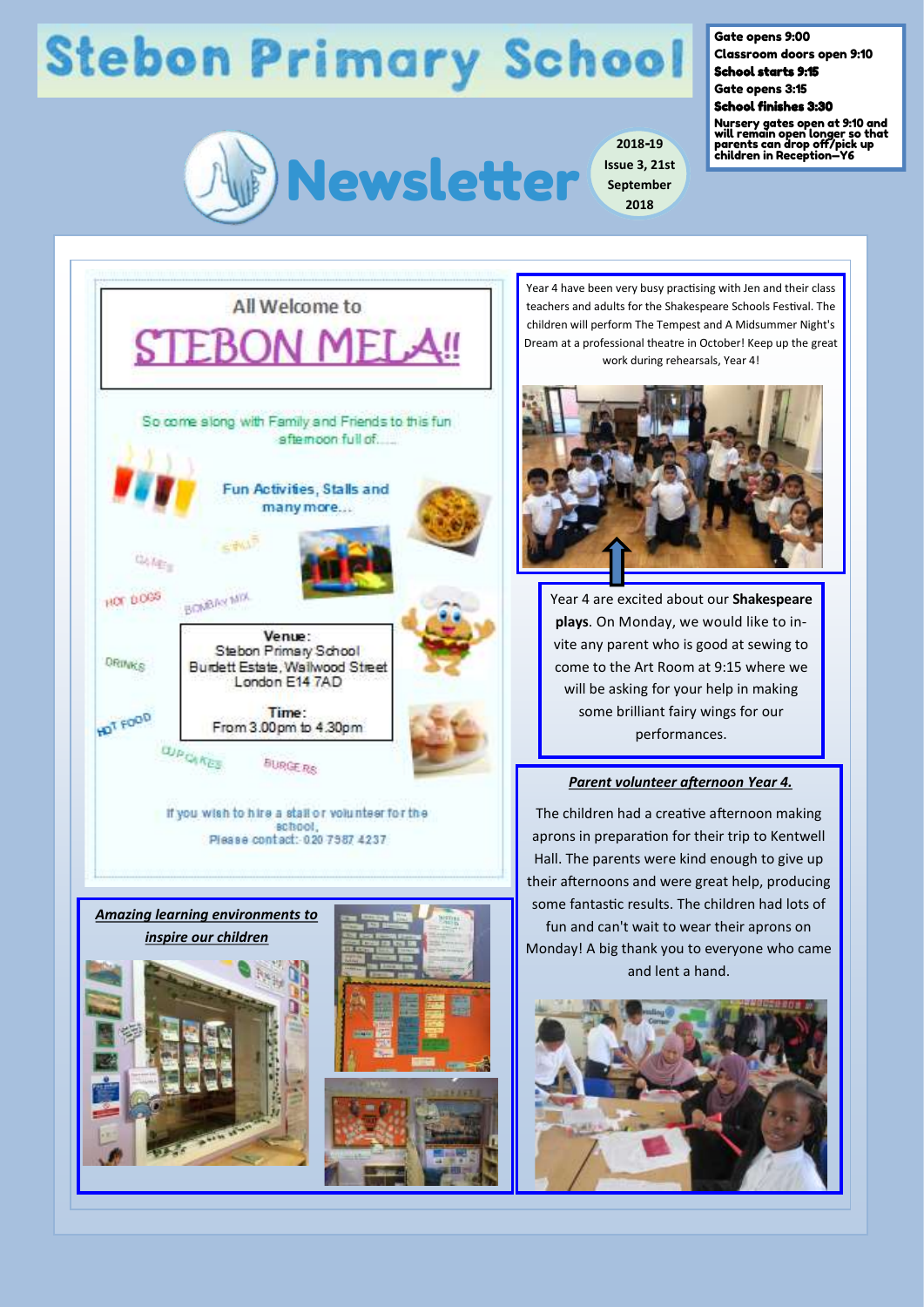# Stebon Primary School

**Gate opens 9:00**
**Classroom doors open 9:10**
**School starts 9:15**
**Gate opens 3:15**
**School finishes 3:30**
**Nursery gates open at 9:10 and will remain open longer so that parents can drop off/pick up children in Reception—Y6**

# Newsletter

2018-19
Issue 3, 21st September 2018

## All Welcome to STEBON MELA!!

So come along with Family and Friends to this fun afternoon full of.....

Fun Activities, Stalls and many more...

GAMES · SHOP · HOT DOGS · BOMBAY MIX · DRINKS · HOT FOOD · CUPCAKES · BURGERS

**Venue:**
Stebon Primary School
Burdett Estate, Wallwood Street
London E14 7AD

**Time:**
From 3.00pm to 4.30pm

If you wish to hire a stall or volunteer for the school,
Please contact:- 020 7987 4237

Year 4 have been very busy practising with Jen and their class teachers and adults for the Shakespeare Schools Festival. The children will perform The Tempest and A Midsummer Night's Dream at a professional theatre in October! Keep up the great work during rehearsals, Year 4!

Year 4 are excited about our **Shakespeare plays**. On Monday, we would like to invite any parent who is good at sewing to come to the Art Room at 9:15 where we will be asking for your help in making some brilliant fairy wings for our performances.

### ***Parent volunteer afternoon Year 4.***

The children had a creative afternoon making aprons in preparation for their trip to Kentwell Hall. The parents were kind enough to give up their afternoons and were great help, producing some fantastic results. The children had lots of fun and can't wait to wear their aprons on Monday! A big thank you to everyone who came and lent a hand.

### ***Amazing learning environments to inspire our children***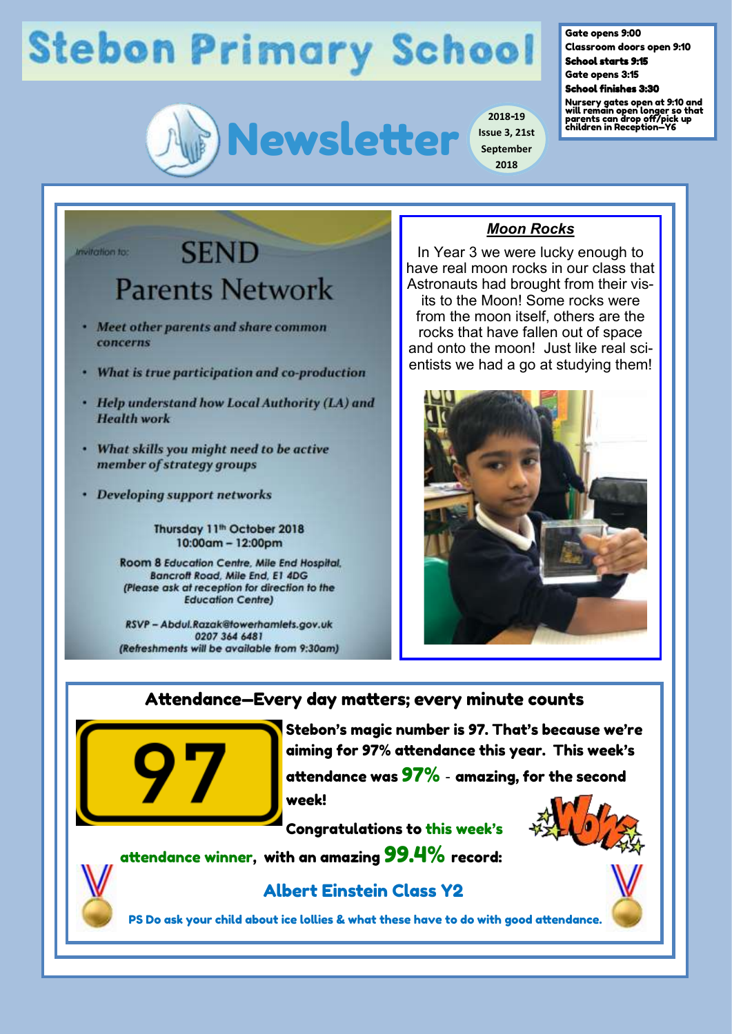# Stebon Primary School

Gate opens 9:00
Classroom doors open 9:10
**School starts 9:15**
Gate opens 3:15
**School finishes 3:30**
Nursery gates open at 9:10 and will remain open longer so that parents can drop off/pick up children in Reception—Y6

# Newsletter

2018-19
Issue 3, 21st September 2018

Invitation to:

## SEND Parents Network

- *Meet other parents and share common concerns*
- *What is true participation and co-production*
- *Help understand how Local Authority (LA) and Health work*
- *What skills you might need to be active member of strategy groups*
- *Developing support networks*

Thursday 11th October 2018
10:00am – 12:00pm

Room 8 *Education Centre, Mile End Hospital, Bancroft Road, Mile End, E1 4DG*
*(Please ask at reception for direction to the Education Centre)*

*RSVP – Abdul.Razak@towerhamlets.gov.uk*
*0207 364 6481*
*(Refreshments will be available from 9:30am)*

## *Moon Rocks*

In Year 3 we were lucky enough to have real moon rocks in our class that Astronauts had brought from their visits to the Moon! Some rocks were from the moon itself, others are the rocks that have fallen out of space and onto the moon! Just like real scientists we had a go at studying them!

## Attendance—Every day matters; every minute counts

97

**Stebon's magic number is 97. That's because we're aiming for 97% attendance this year. This week's attendance was 97% - amazing, for the second week!**

**Congratulations to this week's attendance winner, with an amazing 99.4% record:**

**Albert Einstein Class Y2**

**PS Do ask your child about ice lollies & what these have to do with good attendance.**